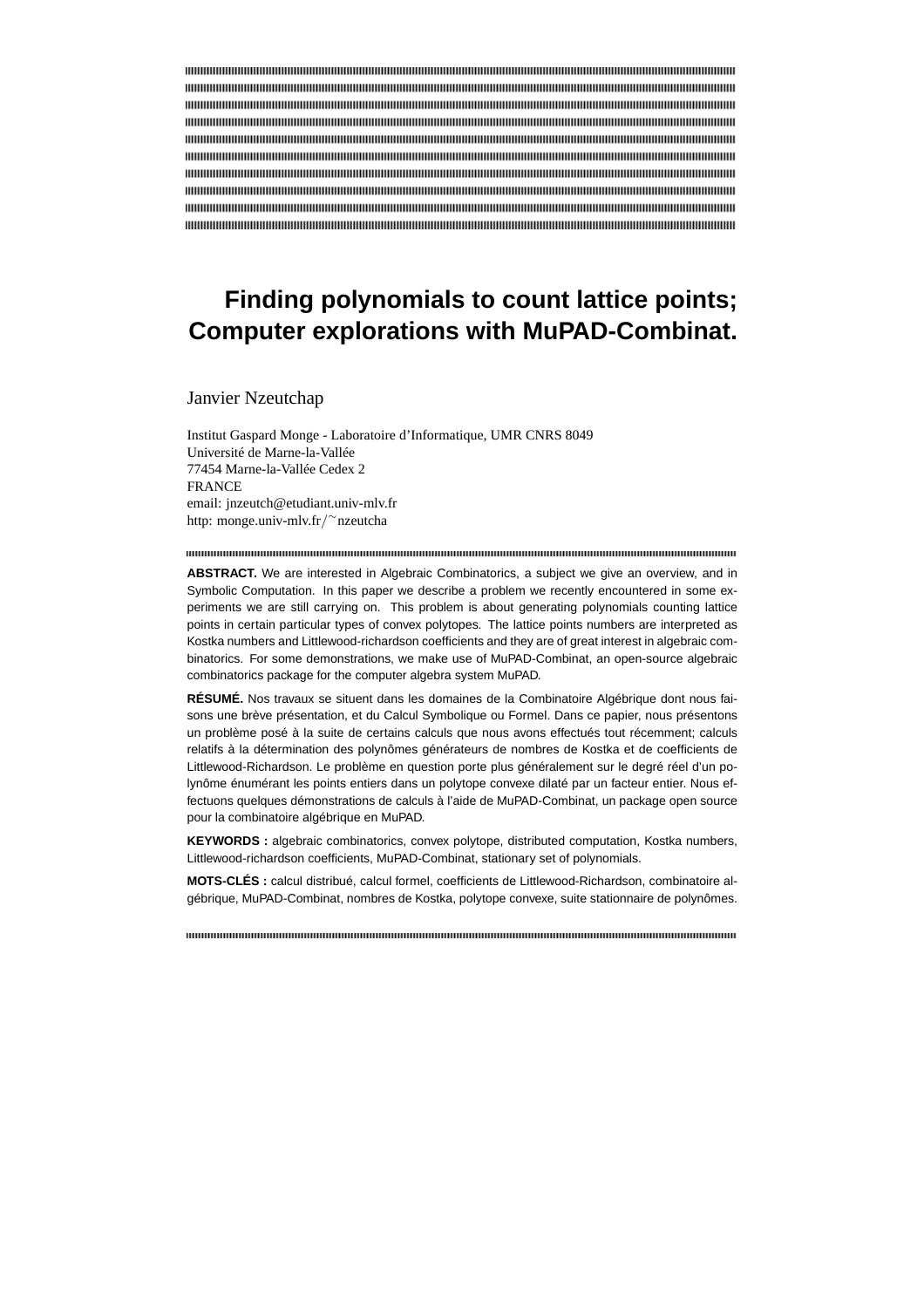# Finding polynomials to count lattice points; Computer explorations with MuPAD-Combinat.

Janvier Nzeutchap

Institut Gaspard Monge - Laboratoire d'Informatique, UMR CNRS 8049
Université de Marne-la-Vallée
77454 Marne-la-Vallée Cedex 2
FRANCE
email: jnzeutch@etudiant.univ-mlv.fr
http: monge.univ-mlv.fr/~nzeutcha

**ABSTRACT.** We are interested in Algebraic Combinatorics, a subject we give an overview, and in Symbolic Computation. In this paper we describe a problem we recently encountered in some experiments we are still carrying on. This problem is about generating polynomials counting lattice points in certain particular types of convex polytopes. The lattice points numbers are interpreted as Kostka numbers and Littlewood-richardson coefficients and they are of great interest in algebraic combinatorics. For some demonstrations, we make use of MuPAD-Combinat, an open-source algebraic combinatorics package for the computer algebra system MuPAD.

**RÉSUMÉ.** Nos travaux se situent dans les domaines de la Combinatoire Algébrique dont nous faisons une brève présentation, et du Calcul Symbolique ou Formel. Dans ce papier, nous présentons un problème posé à la suite de certains calculs que nous avons effectués tout récemment; calculs relatifs à la détermination des polynômes générateurs de nombres de Kostka et de coefficients de Littlewood-Richardson. Le problème en question porte plus généralement sur le degré réel d'un polynôme énumérant les points entiers dans un polytope convexe dilaté par un facteur entier. Nous effectuons quelques démonstrations de calculs à l'aide de MuPAD-Combinat, un package open source pour la combinatoire algébrique en MuPAD.

**KEYWORDS :** algebraic combinatorics, convex polytope, distributed computation, Kostka numbers, Littlewood-richardson coefficients, MuPAD-Combinat, stationary set of polynomials.

**MOTS-CLÉS :** calcul distribué, calcul formel, coefficients de Littlewood-Richardson, combinatoire algébrique, MuPAD-Combinat, nombres de Kostka, polytope convexe, suite stationnaire de polynômes.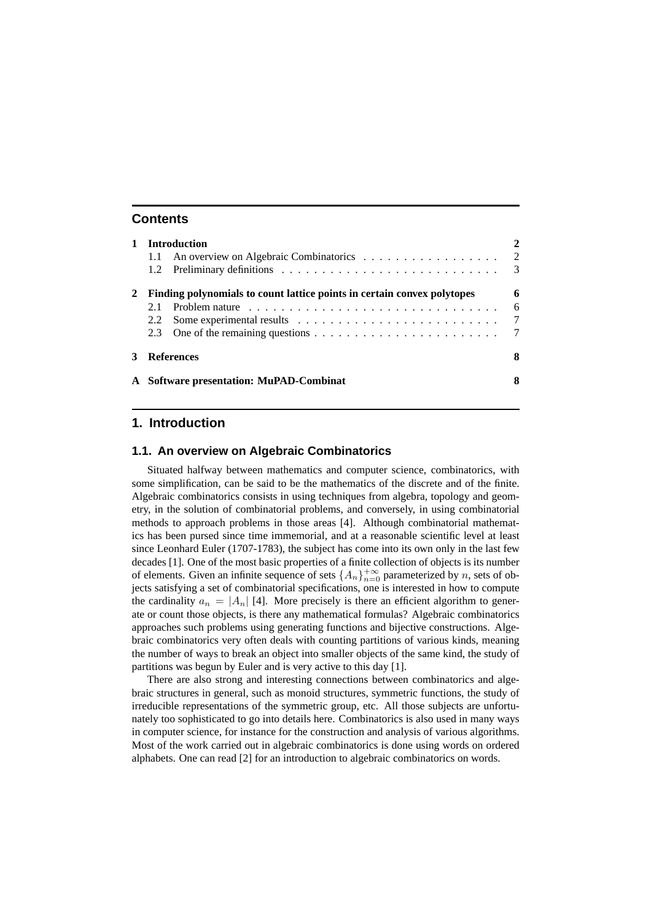## Contents

| | | |
|---|---|---|
| **1** | **Introduction** | **2** |
| | 1.1 An overview on Algebraic Combinatorics | 2 |
| | 1.2 Preliminary definitions | 3 |
| **2** | **Finding polynomials to count lattice points in certain convex polytopes** | **6** |
| | 2.1 Problem nature | 6 |
| | 2.2 Some experimental results | 7 |
| | 2.3 One of the remaining questions | 7 |
| **3** | **References** | **8** |
| **A** | **Software presentation: MuPAD-Combinat** | **8** |

# 1. Introduction

## 1.1. An overview on Algebraic Combinatorics

Situated halfway between mathematics and computer science, combinatorics, with some simplification, can be said to be the mathematics of the discrete and of the finite. Algebraic combinatorics consists in using techniques from algebra, topology and geometry, in the solution of combinatorial problems, and conversely, in using combinatorial methods to approach problems in those areas [4]. Although combinatorial mathematics has been pursed since time immemorial, and at a reasonable scientific level at least since Leonhard Euler (1707-1783), the subject has come into its own only in the last few decades [1]. One of the most basic properties of a finite collection of objects is its number of elements. Given an infinite sequence of sets $\{A_n\}_{n=0}^{+\infty}$ parameterized by $n$, sets of objects satisfying a set of combinatorial specifications, one is interested in how to compute the cardinality $a_n = |A_n|$ [4]. More precisely is there an efficient algorithm to generate or count those objects, is there any mathematical formulas? Algebraic combinatorics approaches such problems using generating functions and bijective constructions. Algebraic combinatorics very often deals with counting partitions of various kinds, meaning the number of ways to break an object into smaller objects of the same kind, the study of partitions was begun by Euler and is very active to this day [1].

There are also strong and interesting connections between combinatorics and algebraic structures in general, such as monoid structures, symmetric functions, the study of irreducible representations of the symmetric group, etc. All those subjects are unfortunately too sophisticated to go into details here. Combinatorics is also used in many ways in computer science, for instance for the construction and analysis of various algorithms. Most of the work carried out in algebraic combinatorics is done using words on ordered alphabets. One can read [2] for an introduction to algebraic combinatorics on words.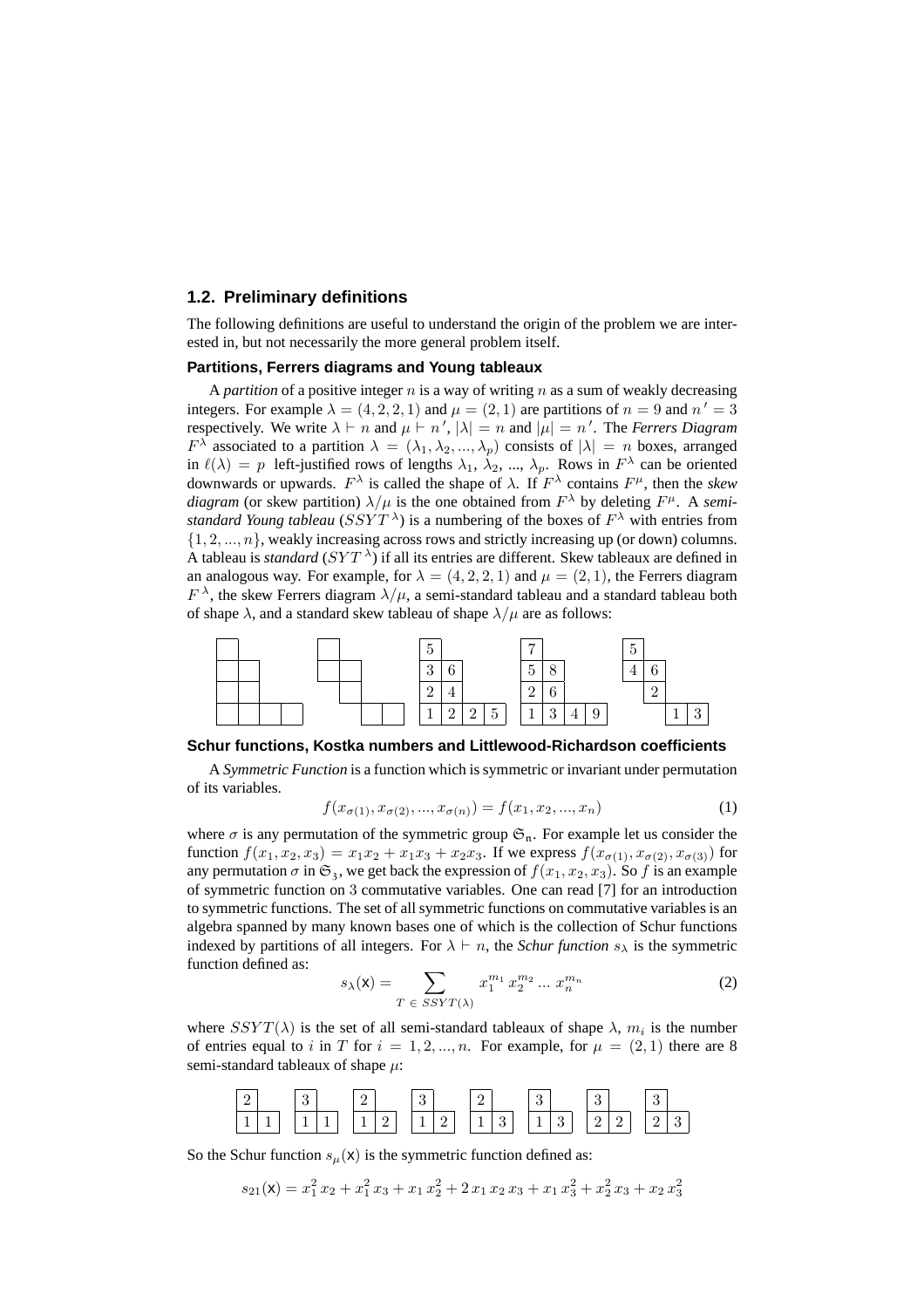## 1.2. Preliminary definitions

The following definitions are useful to understand the origin of the problem we are interested in, but not necessarily the more general problem itself.

### Partitions, Ferrers diagrams and Young tableaux

A *partition* of a positive integer $n$ is a way of writing $n$ as a sum of weakly decreasing integers. For example $\lambda = (4, 2, 2, 1)$ and $\mu = (2, 1)$ are partitions of $n = 9$ and $n' = 3$ respectively. We write $\lambda \vdash n$ and $\mu \vdash n'$, $|\lambda| = n$ and $|\mu| = n'$. The *Ferrers Diagram* $F^{\lambda}$ associated to a partition $\lambda = (\lambda_1, \lambda_2, ..., \lambda_p)$ consists of $|\lambda| = n$ boxes, arranged in $\ell(\lambda) = p$ left-justified rows of lengths $\lambda_1$, $\lambda_2$, ..., $\lambda_p$. Rows in $F^{\lambda}$ can be oriented downwards or upwards. $F^{\lambda}$ is called the shape of $\lambda$. If $F^{\lambda}$ contains $F^{\mu}$, then the *skew diagram* (or skew partition) $\lambda/\mu$ is the one obtained from $F^{\lambda}$ by deleting $F^{\mu}$. A *semi-standard Young tableau* ($SSYT^{\lambda}$) is a numbering of the boxes of $F^{\lambda}$ with entries from $\{1, 2, ..., n\}$, weakly increasing across rows and strictly increasing up (or down) columns. A tableau is *standard* ($SYT^{\lambda}$) if all its entries are different. Skew tableaux are defined in an analogous way. For example, for $\lambda = (4, 2, 2, 1)$ and $\mu = (2, 1)$, the Ferrers diagram $F^{\lambda}$, the skew Ferrers diagram $\lambda/\mu$, a semi-standard tableau and a standard tableau both of shape $\lambda$, and a standard skew tableau of shape $\lambda/\mu$ are as follows:

$$
\begin{array}{|c|c|c|c|}
\cline{1-1} \square & \multicolumn{3}{c}{} \\
\cline{1-2} \square & \square & \multicolumn{2}{c}{} \\
\cline{1-2} \square & \square & \multicolumn{2}{c}{} \\
\hline \square & \square & \square & \square \\
\hline
\end{array}
\qquad
\begin{array}{cccc}
\square & & & \\
\square & \square & & \\
 & \square & & \\
 & & \square & \square
\end{array}
\qquad
\begin{array}{|c|c|c|c|}
\cline{1-1} 5 & \multicolumn{3}{c}{} \\
\cline{1-2} 3 & 6 & \multicolumn{2}{c}{} \\
\cline{1-2} 2 & 4 & \multicolumn{2}{c}{} \\
\hline 1 & 2 & 2 & 5 \\
\hline
\end{array}
\qquad
\begin{array}{|c|c|c|c|}
\cline{1-1} 7 & \multicolumn{3}{c}{} \\
\cline{1-2} 5 & 8 & \multicolumn{2}{c}{} \\
\cline{1-2} 2 & 6 & \multicolumn{2}{c}{} \\
\hline 1 & 3 & 4 & 9 \\
\hline
\end{array}
\qquad
\begin{array}{cccc}
5 & & & \\
4 & 6 & & \\
 & 2 & & \\
 & & 1 & 3
\end{array}
$$

### Schur functions, Kostka numbers and Littlewood-Richardson coefficients

A *Symmetric Function* is a function which is symmetric or invariant under permutation of its variables.

$$f(x_{\sigma(1)}, x_{\sigma(2)}, ..., x_{\sigma(n)}) = f(x_1, x_2, ..., x_n) \tag{1}$$

where $\sigma$ is any permutation of the symmetric group $\mathfrak{S}_n$. For example let us consider the function $f(x_1, x_2, x_3) = x_1x_2 + x_1x_3 + x_2x_3$. If we express $f(x_{\sigma(1)}, x_{\sigma(2)}, x_{\sigma(3)})$ for any permutation $\sigma$ in $\mathfrak{S}_3$, we get back the expression of $f(x_1, x_2, x_3)$. So $f$ is an example of symmetric function on 3 commutative variables. One can read [7] for an introduction to symmetric functions. The set of all symmetric functions on commutative variables is an algebra spanned by many known bases one of which is the collection of Schur functions indexed by partitions of all integers. For $\lambda \vdash n$, the *Schur function* $s_\lambda$ is the symmetric function defined as:

$$s_\lambda(\mathsf{x}) = \sum_{T \,\in\, SSYT(\lambda)} x_1^{m_1}\, x_2^{m_2} \,...\, x_n^{m_n} \tag{2}$$

where $SSYT(\lambda)$ is the set of all semi-standard tableaux of shape $\lambda$, $m_i$ is the number of entries equal to $i$ in $T$ for $i = 1, 2, ..., n$. For example, for $\mu = (2, 1)$ there are 8 semi-standard tableaux of shape $\mu$:

$$
\begin{array}{|c|c|}
\cline{1-1} 2 & \multicolumn{1}{c}{} \\
\hline 1 & 1 \\
\hline
\end{array}
\quad
\begin{array}{|c|c|}
\cline{1-1} 3 & \multicolumn{1}{c}{} \\
\hline 1 & 1 \\
\hline
\end{array}
\quad
\begin{array}{|c|c|}
\cline{1-1} 2 & \multicolumn{1}{c}{} \\
\hline 1 & 2 \\
\hline
\end{array}
\quad
\begin{array}{|c|c|}
\cline{1-1} 3 & \multicolumn{1}{c}{} \\
\hline 1 & 2 \\
\hline
\end{array}
\quad
\begin{array}{|c|c|}
\cline{1-1} 2 & \multicolumn{1}{c}{} \\
\hline 1 & 3 \\
\hline
\end{array}
\quad
\begin{array}{|c|c|}
\cline{1-1} 3 & \multicolumn{1}{c}{} \\
\hline 1 & 3 \\
\hline
\end{array}
\quad
\begin{array}{|c|c|}
\cline{1-1} 3 & \multicolumn{1}{c}{} \\
\hline 2 & 2 \\
\hline
\end{array}
\quad
\begin{array}{|c|c|}
\cline{1-1} 3 & \multicolumn{1}{c}{} \\
\hline 2 & 3 \\
\hline
\end{array}
$$

So the Schur function $s_\mu(\mathsf{x})$ is the symmetric function defined as:

$$s_{21}(\mathsf{x}) = x_1^2\, x_2 + x_1^2\, x_3 + x_1\, x_2^2 + 2\, x_1\, x_2\, x_3 + x_1\, x_3^2 + x_2^2\, x_3 + x_2\, x_3^2$$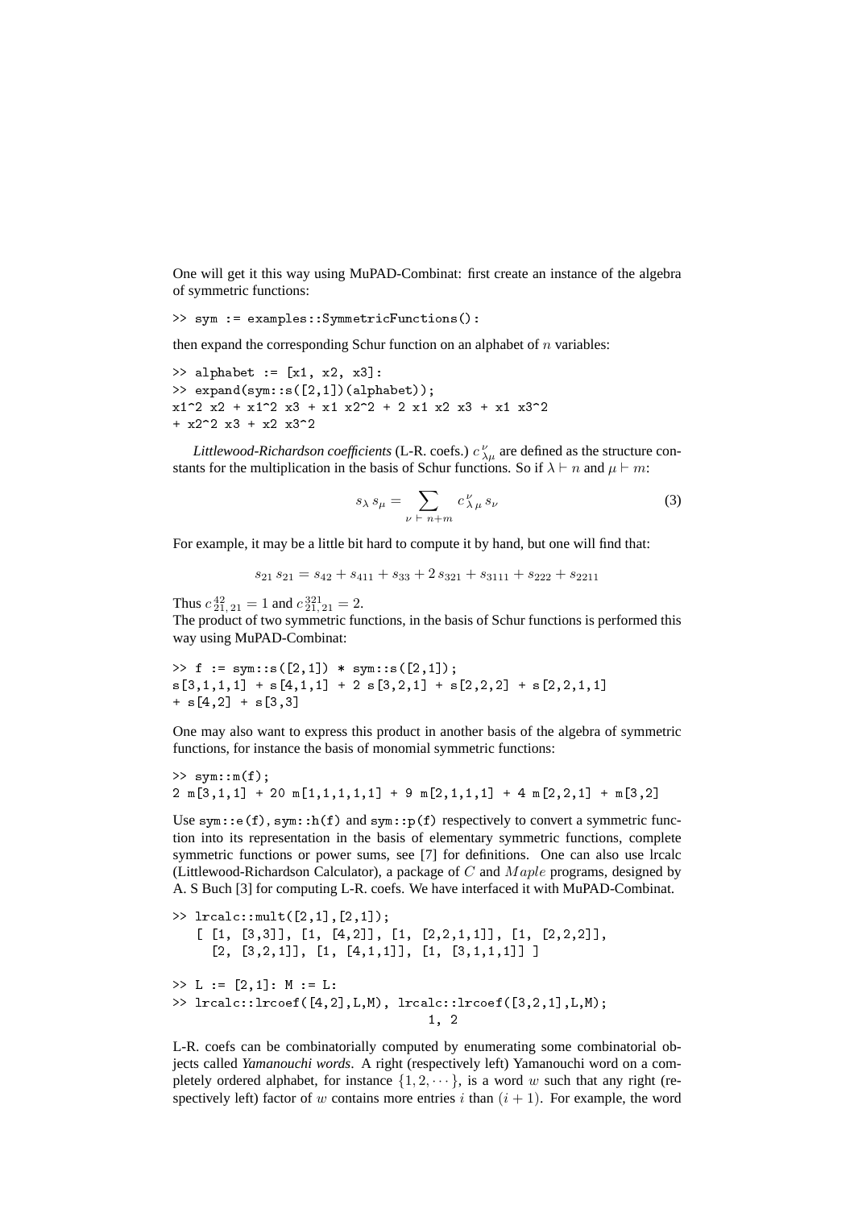One will get it this way using MuPAD-Combinat: first create an instance of the algebra of symmetric functions:

```
>> sym := examples::SymmetricFunctions():
```

then expand the corresponding Schur function on an alphabet of $n$ variables:

```
>> alphabet := [x1, x2, x3]:
>> expand(sym::s([2,1])(alphabet));
x1^2 x2 + x1^2 x3 + x1 x2^2 + 2 x1 x2 x3 + x1 x3^2
+ x2^2 x3 + x2 x3^2
```

*Littlewood-Richardson coefficients* (L-R. coefs.) $c^{\,\nu}_{\lambda\mu}$ are defined as the structure constants for the multiplication in the basis of Schur functions. So if $\lambda \vdash n$ and $\mu \vdash m$:

$$s_\lambda \, s_\mu = \sum_{\nu \,\vdash\, n+m} c^{\,\nu}_{\lambda\,\mu} \, s_\nu \tag{3}$$

For example, it may be a little bit hard to compute it by hand, but one will find that:

$$s_{21}\, s_{21} = s_{42} + s_{411} + s_{33} + 2\, s_{321} + s_{3111} + s_{222} + s_{2211}$$

Thus $c^{\,42}_{21,\,21} = 1$ and $c^{\,321}_{21,\,21} = 2$.
The product of two symmetric functions, in the basis of Schur functions is performed this way using MuPAD-Combinat:

```
>> f := sym::s([2,1]) * sym::s([2,1]);
s[3,1,1,1] + s[4,1,1] + 2 s[3,2,1] + s[2,2,2] + s[2,2,1,1]
+ s[4,2] + s[3,3]
```

One may also want to express this product in another basis of the algebra of symmetric functions, for instance the basis of monomial symmetric functions:

```
>> sym::m(f);
2 m[3,1,1] + 20 m[1,1,1,1,1,1] + 9 m[2,1,1,1] + 4 m[2,2,1] + m[3,2]
```

Use `sym::e(f)`, `sym::h(f)` and `sym::p(f)` respectively to convert a symmetric function into its representation in the basis of elementary symmetric functions, complete symmetric functions or power sums, see [7] for definitions. One can also use lrcalc (Littlewood-Richardson Calculator), a package of $C$ and $Maple$ programs, designed by A. S Buch [3] for computing L-R. coefs. We have interfaced it with MuPAD-Combinat.

```
>> lrcalc::mult([2,1],[2,1]);
   [ [1, [3,3]], [1, [4,2]], [1, [2,2,1,1]], [1, [2,2,2]],
     [2, [3,2,1]], [1, [4,1,1]], [1, [3,1,1,1]] ]

>> L := [2,1]: M := L:
>> lrcalc::lrcoef([4,2],L,M), lrcalc::lrcoef([3,2,1],L,M);
                                        1, 2
```

L-R. coefs can be combinatorially computed by enumerating some combinatorial objects called *Yamanouchi words*. A right (respectively left) Yamanouchi word on a completely ordered alphabet, for instance $\{1, 2, \cdots\}$, is a word $w$ such that any right (respectively left) factor of $w$ contains more entries $i$ than $(i+1)$. For example, the word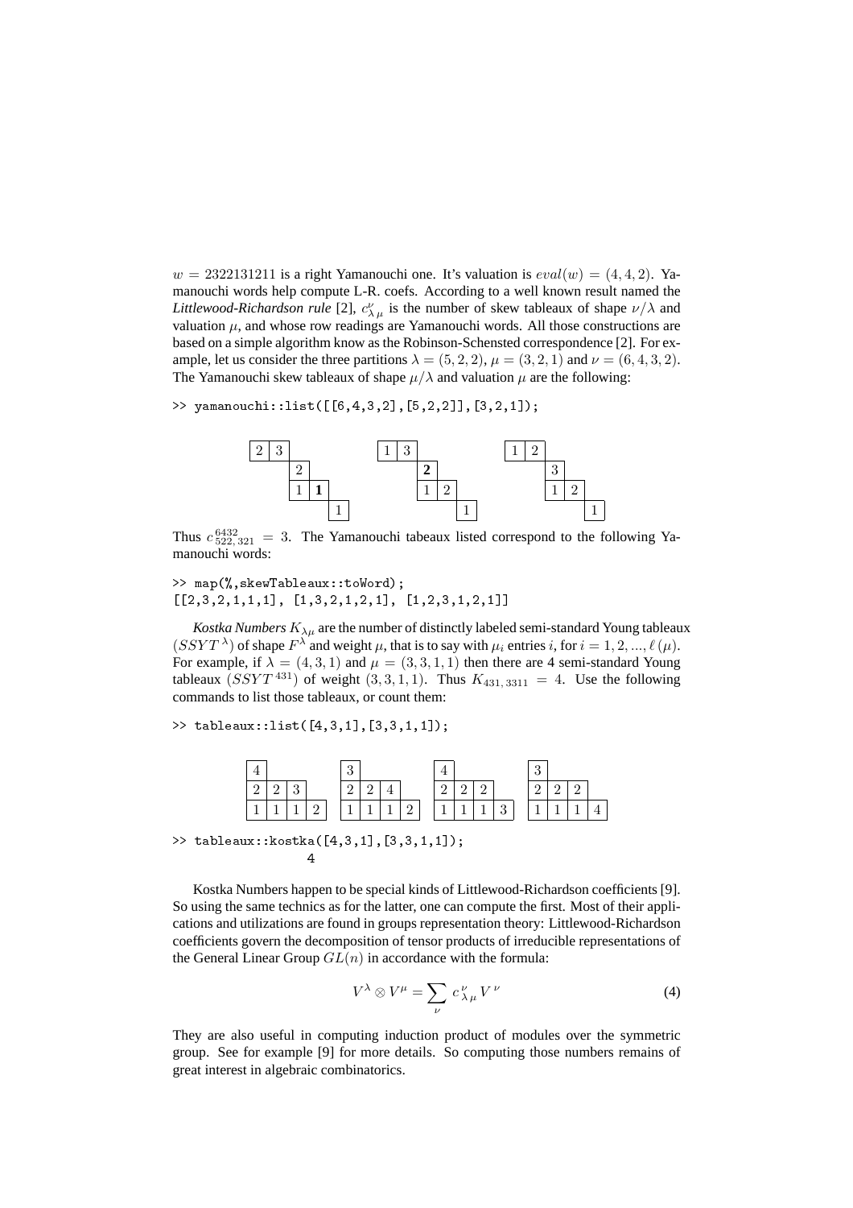$w = 2322131211$ is a right Yamanouchi one. It's valuation is $eval(w) = (4, 4, 2)$. Yamanouchi words help compute L-R. coefs. According to a well known result named the *Littlewood-Richardson rule* [2], $c^{\nu}_{\lambda\,\mu}$ is the number of skew tableaux of shape $\nu/\lambda$ and valuation $\mu$, and whose row readings are Yamanouchi words. All those constructions are based on a simple algorithm know as the Robinson-Schensted correspondence [2]. For example, let us consider the three partitions $\lambda = (5, 2, 2)$, $\mu = (3, 2, 1)$ and $\nu = (6, 4, 3, 2)$. The Yamanouchi skew tableaux of shape $\mu/\lambda$ and valuation $\mu$ are the following:

```
>> yamanouchi::list([[6,4,3,2],[5,2,2]],[3,2,1]);
```

```
2 3              1 3              1 2
    2                2                3
    1 1              1 2              1 2
        1                1                1
```

Thus $c^{6432}_{522,\,321} = 3$. The Yamanouchi tabeaux listed correspond to the following Yamanouchi words:

```
>> map(%,skewTableaux::toWord);
[[2,3,2,1,1,1], [1,3,2,1,2,1], [1,2,3,1,2,1]]
```

*Kostka Numbers* $K_{\lambda\mu}$ are the number of distinctly labeled semi-standard Young tableaux $(SSYT^{\lambda})$ of shape $F^{\lambda}$ and weight $\mu$, that is to say with $\mu_i$ entries $i$, for $i = 1, 2, ..., \ell(\mu)$. For example, if $\lambda = (4, 3, 1)$ and $\mu = (3, 3, 1, 1)$ then there are 4 semi-standard Young tableaux $(SSYT^{431})$ of weight $(3, 3, 1, 1)$. Thus $K_{431,\,3311} = 4$. Use the following commands to list those tableaux, or count them:

```
>> tableaux::list([4,3,1],[3,3,1,1]);
```

```
4          3          4          3
2 2 3      2 2 4      2 2 2      2 2 2
1 1 1 2    1 1 1 2    1 1 1 3    1 1 1 4
```

```
>> tableaux::kostka([4,3,1],[3,3,1,1]);
                    4
```

Kostka Numbers happen to be special kinds of Littlewood-Richardson coefficients [9]. So using the same technics as for the latter, one can compute the first. Most of their applications and utilizations are found in groups representation theory: Littlewood-Richardson coefficients govern the decomposition of tensor products of irreducible representations of the General Linear Group $GL(n)$ in accordance with the formula:

$$V^{\lambda} \otimes V^{\mu} = \sum_{\nu} c^{\,\nu}_{\lambda\,\mu}\, V^{\,\nu} \tag{4}$$

They are also useful in computing induction product of modules over the symmetric group. See for example [9] for more details. So computing those numbers remains of great interest in algebraic combinatorics.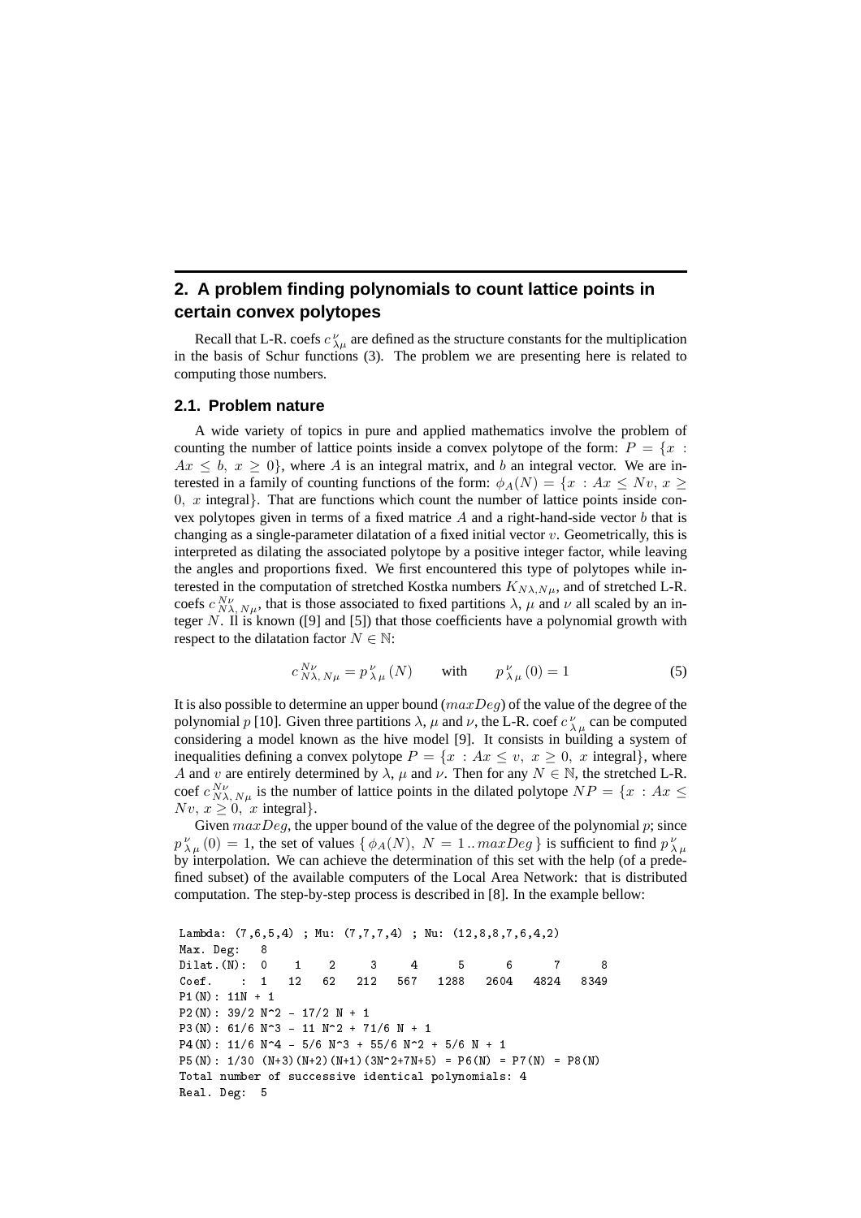## 2. A problem finding polynomials to count lattice points in certain convex polytopes

Recall that L-R. coefs $c^{\nu}_{\lambda\mu}$ are defined as the structure constants for the multiplication in the basis of Schur functions (3). The problem we are presenting here is related to computing those numbers.

### 2.1. Problem nature

A wide variety of topics in pure and applied mathematics involve the problem of counting the number of lattice points inside a convex polytope of the form: $P = \{x\ :\ Ax \leq b,\ x \geq 0\}$, where $A$ is an integral matrix, and $b$ an integral vector. We are interested in a family of counting functions of the form: $\phi_A(N) = \{x\ :\ Ax \leq Nv,\ x \geq 0,\ x \text{ integral}\}$. That are functions which count the number of lattice points inside convex polytopes given in terms of a fixed matrice $A$ and a right-hand-side vector $b$ that is changing as a single-parameter dilatation of a fixed initial vector $v$. Geometrically, this is interpreted as dilating the associated polytope by a positive integer factor, while leaving the angles and proportions fixed. We first encountered this type of polytopes while interested in the computation of stretched Kostka numbers $K_{N\lambda,N\mu}$, and of stretched L-R. coefs $c^{N\nu}_{N\lambda,\,N\mu}$, that is those associated to fixed partitions $\lambda$, $\mu$ and $\nu$ all scaled by an integer $N$. Il is known ([9] and [5]) that those coefficients have a polynomial growth with respect to the dilatation factor $N \in \mathbb{N}$:

$$c^{N\nu}_{N\lambda,\,N\mu} = p^{\,\nu}_{\lambda\,\mu}(N) \qquad \text{with} \qquad p^{\,\nu}_{\lambda\,\mu}(0) = 1 \tag{5}$$

It is also possible to determine an upper bound ($maxDeg$) of the value of the degree of the polynomial $p$ [10]. Given three partitions $\lambda$, $\mu$ and $\nu$, the L-R. coef $c^{\,\nu}_{\lambda\,\mu}$ can be computed considering a model known as the hive model [9]. It consists in building a system of inequalities defining a convex polytope $P = \{x\ :\ Ax \leq v,\ x \geq 0,\ x \text{ integral}\}$, where $A$ and $v$ are entirely determined by $\lambda$, $\mu$ and $\nu$. Then for any $N \in \mathbb{N}$, the stretched L-R. coef $c^{N\nu}_{N\lambda,\,N\mu}$ is the number of lattice points in the dilated polytope $NP = \{x\ :\ Ax \leq Nv,\ x \geq 0,\ x \text{ integral}\}$.

Given $maxDeg$, the upper bound of the value of the degree of the polynomial $p$; since $p^{\,\nu}_{\lambda\,\mu}(0) = 1$, the set of values $\{\,\phi_A(N),\ N = 1\,..\,maxDeg\,\}$ is sufficient to find $p^{\,\nu}_{\lambda\,\mu}$ by interpolation. We can achieve the determination of this set with the help (of a predefined subset) of the available computers of the Local Area Network: that is distributed computation. The step-by-step process is described in [8]. In the example bellow:

```
Lambda: (7,6,5,4) ; Mu: (7,7,7,4) ; Nu: (12,8,8,7,6,4,2)
Max. Deg:   8
Dilat.(N):  0    1    2     3     4      5      6      7      8
Coef.    :  1   12   62   212   567   1288   2604   4824   8349
P1(N): 11N + 1
P2(N): 39/2 N^2 - 17/2 N + 1
P3(N): 61/6 N^3 - 11 N^2 + 71/6 N + 1
P4(N): 11/6 N^4 - 5/6 N^3 + 55/6 N^2 + 5/6 N + 1
P5(N): 1/30 (N+3)(N+2)(N+1)(3N^2+7N+5) = P6(N) = P7(N) = P8(N)
Total number of successive identical polynomials: 4
Real. Deg:  5
```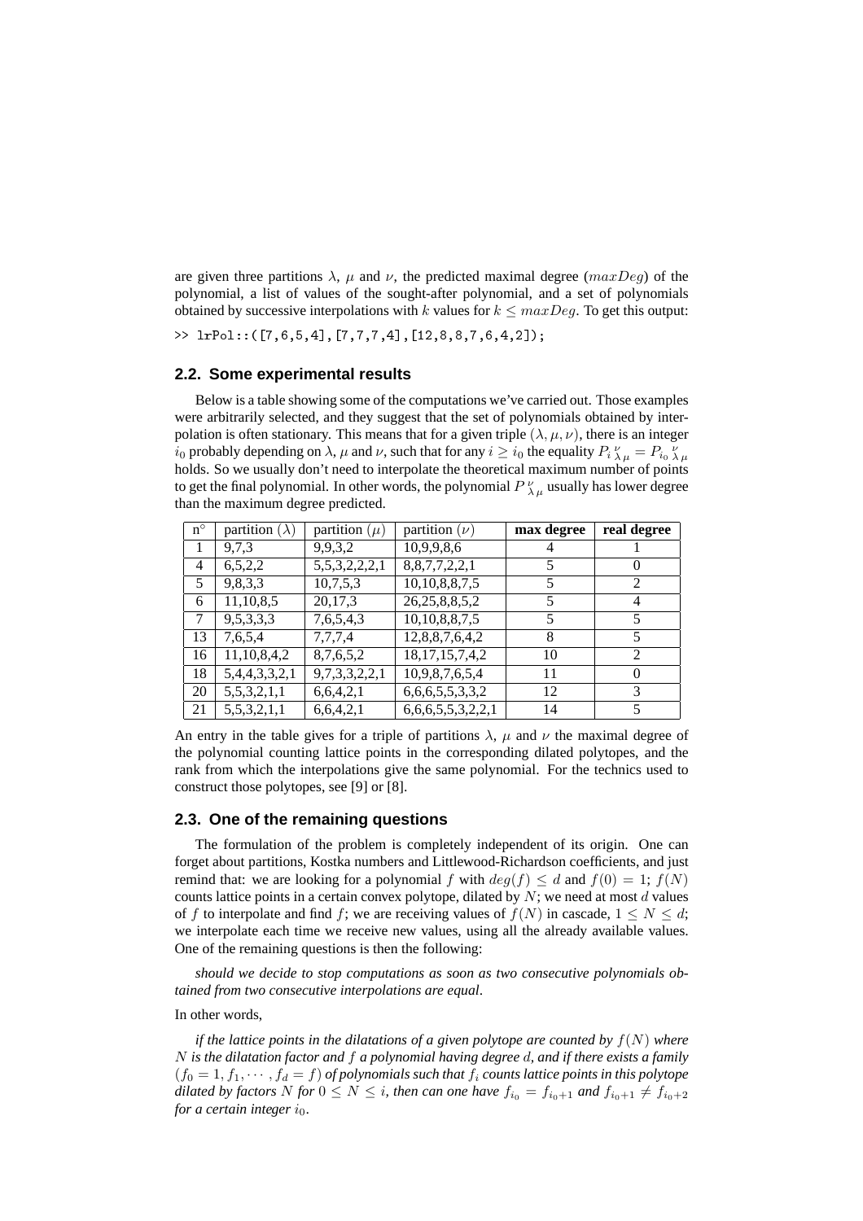are given three partitions $\lambda$, $\mu$ and $\nu$, the predicted maximal degree ($maxDeg$) of the polynomial, a list of values of the sought-after polynomial, and a set of polynomials obtained by successive interpolations with $k$ values for $k \leq maxDeg$. To get this output:

```
>> lrPol::([7,6,5,4],[7,7,7,4],[12,8,8,7,6,4,2]);
```

## 2.2. Some experimental results

Below is a table showing some of the computations we've carried out. Those examples were arbitrarily selected, and they suggest that the set of polynomials obtained by interpolation is often stationary. This means that for a given triple $(\lambda, \mu, \nu)$, there is an integer $i_0$ probably depending on $\lambda$, $\mu$ and $\nu$, such that for any $i \geq i_0$ the equality $P_i{}^{\nu}_{\lambda\,\mu} = P_{i_0}{}^{\nu}_{\lambda\,\mu}$ holds. So we usually don't need to interpolate the theoretical maximum number of points to get the final polynomial. In other words, the polynomial $P^{\nu}_{\lambda\,\mu}$ usually has lower degree than the maximum degree predicted.

| n° | partition ($\lambda$) | partition ($\mu$) | partition ($\nu$) | **max degree** | **real degree** |
|---|---|---|---|---|---|
| 1 | 9,7,3 | 9,9,3,2 | 10,9,9,8,6 | 4 | 1 |
| 4 | 6,5,2,2 | 5,5,3,2,2,2,1 | 8,8,7,7,2,2,1 | 5 | 0 |
| 5 | 9,8,3,3 | 10,7,5,3 | 10,10,8,8,7,5 | 5 | 2 |
| 6 | 11,10,8,5 | 20,17,3 | 26,25,8,8,5,2 | 5 | 4 |
| 7 | 9,5,3,3,3 | 7,6,5,4,3 | 10,10,8,8,7,5 | 5 | 5 |
| 13 | 7,6,5,4 | 7,7,7,4 | 12,8,8,7,6,4,2 | 8 | 5 |
| 16 | 11,10,8,4,2 | 8,7,6,5,2 | 18,17,15,7,4,2 | 10 | 2 |
| 18 | 5,4,4,3,3,2,1 | 9,7,3,3,2,2,1 | 10,9,8,7,6,5,4 | 11 | 0 |
| 20 | 5,5,3,2,1,1 | 6,6,4,2,1 | 6,6,6,5,5,3,3,2 | 12 | 3 |
| 21 | 5,5,3,2,1,1 | 6,6,4,2,1 | 6,6,6,5,5,3,2,2,1 | 14 | 5 |

An entry in the table gives for a triple of partitions $\lambda$, $\mu$ and $\nu$ the maximal degree of the polynomial counting lattice points in the corresponding dilated polytopes, and the rank from which the interpolations give the same polynomial. For the technics used to construct those polytopes, see [9] or [8].

## 2.3. One of the remaining questions

The formulation of the problem is completely independent of its origin. One can forget about partitions, Kostka numbers and Littlewood-Richardson coefficients, and just remind that: we are looking for a polynomial $f$ with $deg(f) \leq d$ and $f(0) = 1$; $f(N)$ counts lattice points in a certain convex polytope, dilated by $N$; we need at most $d$ values of $f$ to interpolate and find $f$; we are receiving values of $f(N)$ in cascade, $1 \leq N \leq d$; we interpolate each time we receive new values, using all the already available values. One of the remaining questions is then the following:

*should we decide to stop computations as soon as two consecutive polynomials obtained from two consecutive interpolations are equal.*

In other words,

*if the lattice points in the dilatations of a given polytope are counted by $f(N)$ where $N$ is the dilatation factor and $f$ a polynomial having degree $d$, and if there exists a family $(f_0 = 1, f_1, \cdots, f_d = f)$ of polynomials such that $f_i$ counts lattice points in this polytope dilated by factors $N$ for $0 \leq N \leq i$, then can one have $f_{i_0} = f_{i_0+1}$ and $f_{i_0+1} \neq f_{i_0+2}$ for a certain integer $i_0$.*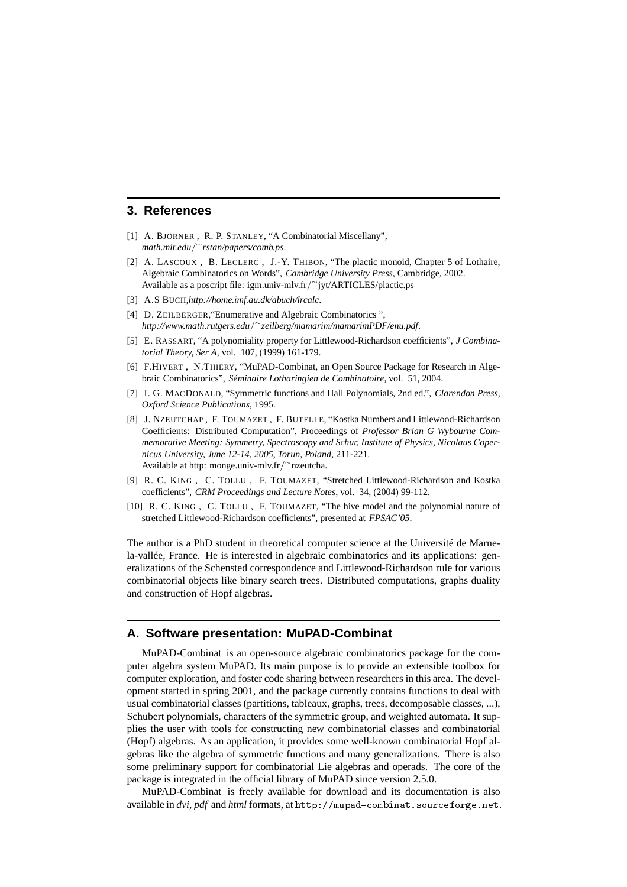## 3. References

[1] A. Björner , R. P. Stanley, "A Combinatorial Miscellany", *math.mit.edu/~rstan/papers/comb.ps*.

[2] A. Lascoux , B. Leclerc , J.-Y. Thibon, "The plactic monoid, Chapter 5 of Lothaire, Algebraic Combinatorics on Words", *Cambridge University Press*, Cambridge, 2002. Available as a poscript file: igm.univ-mlv.fr/~jyt/ARTICLES/plactic.ps

[3] A.S Buch,*http://home.imf.au.dk/abuch/lrcalc*.

[4] D. Zeilberger,"Enumerative and Algebraic Combinatorics ", *http://www.math.rutgers.edu/~zeilberg/mamarim/mamarimPDF/enu.pdf*.

[5] E. Rassart, "A polynomiality property for Littlewood-Richardson coefficients", *J Combinatorial Theory, Ser A*, vol. 107, (1999) 161-179.

[6] F.Hivert , N.Thiery, "MuPAD-Combinat, an Open Source Package for Research in Algebraic Combinatorics", *Séminaire Lotharingien de Combinatoire*, vol. 51, 2004.

[7] I. G. MacDonald, "Symmetric functions and Hall Polynomials, 2nd ed.", *Clarendon Press, Oxford Science Publications*, 1995.

[8] J. Nzeutchap , F. Toumazet , F. Butelle, "Kostka Numbers and Littlewood-Richardson Coefficients: Distributed Computation", Proceedings of *Professor Brian G Wybourne Commemorative Meeting: Symmetry, Spectroscopy and Schur, Institute of Physics, Nicolaus Copernicus University, June 12-14, 2005, Torun, Poland*, 211-221. Available at http: monge.univ-mlv.fr/~nzeutcha.

[9] R. C. King , C. Tollu , F. Toumazet, "Stretched Littlewood-Richardson and Kostka coefficients", *CRM Proceedings and Lecture Notes*, vol. 34, (2004) 99-112.

[10] R. C. King , C. Tollu , F. Toumazet, "The hive model and the polynomial nature of stretched Littlewood-Richardson coefficients", presented at *FPSAC'05*.

The author is a PhD student in theoretical computer science at the Université de Marne-la-vallée, France. He is interested in algebraic combinatorics and its applications: generalizations of the Schensted correspondence and Littlewood-Richardson rule for various combinatorial objects like binary search trees. Distributed computations, graphs duality and construction of Hopf algebras.

## A. Software presentation: MuPAD-Combinat

MuPAD-Combinat is an open-source algebraic combinatorics package for the computer algebra system MuPAD. Its main purpose is to provide an extensible toolbox for computer exploration, and foster code sharing between researchers in this area. The development started in spring 2001, and the package currently contains functions to deal with usual combinatorial classes (partitions, tableaux, graphs, trees, decomposable classes, ...), Schubert polynomials, characters of the symmetric group, and weighted automata. It supplies the user with tools for constructing new combinatorial classes and combinatorial (Hopf) algebras. As an application, it provides some well-known combinatorial Hopf algebras like the algebra of symmetric functions and many generalizations. There is also some preliminary support for combinatorial Lie algebras and operads. The core of the package is integrated in the official library of MuPAD since version 2.5.0.

MuPAD-Combinat is freely available for download and its documentation is also available in *dvi*, *pdf* and *html* formats, at `http://mupad-combinat.sourceforge.net`.